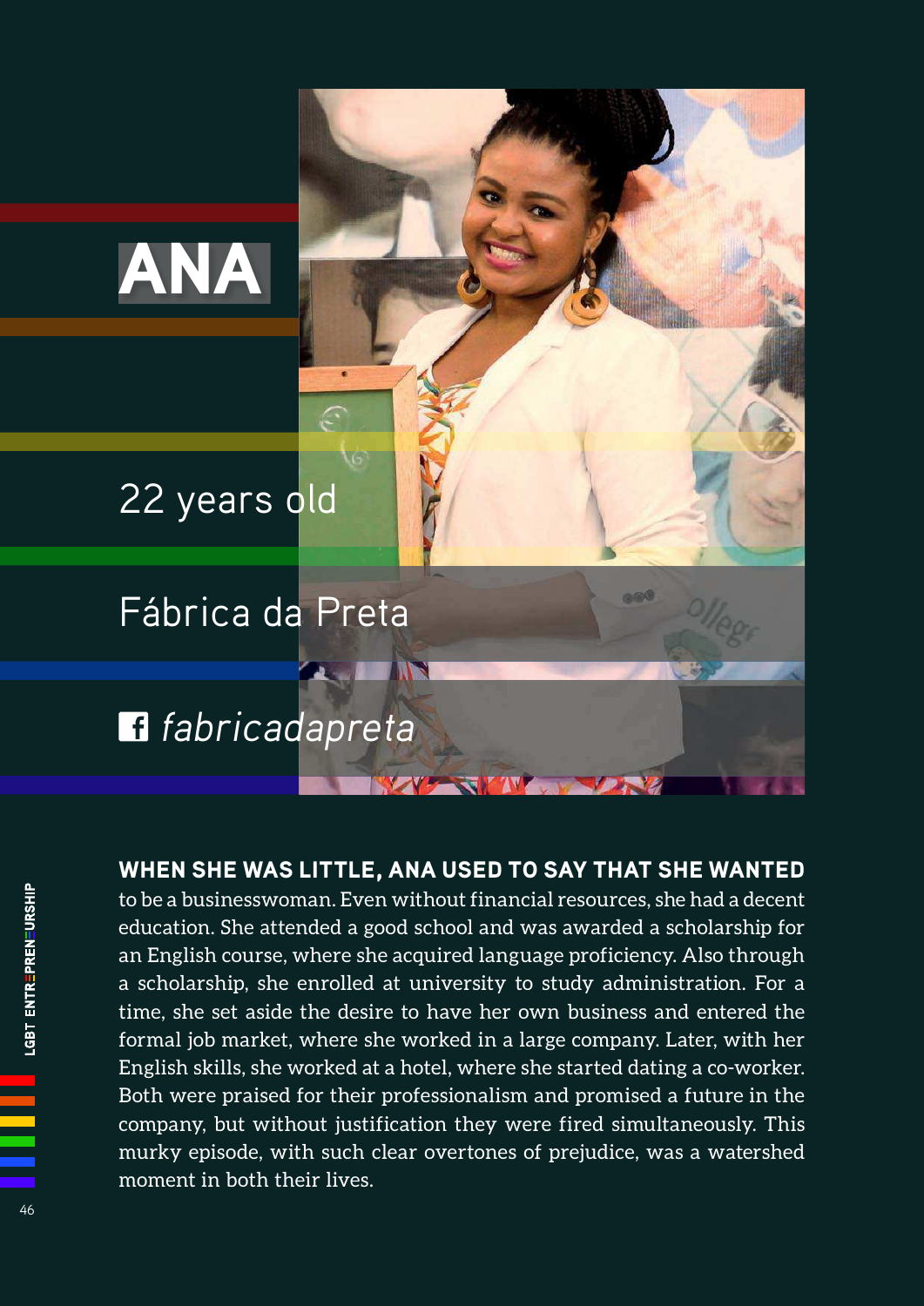# ANA

22 years old

Fábrica da Preta

fabricadapreta

**WHEN SHE WAS LITTLE, ANA USED TO SAY THAT SHE WANTED** to be a businesswoman. Even without financial resources, she had a decent education. She attended a good school and was awarded a scholarship for an English course, where she acquired language proficiency. Also through a scholarship, she enrolled at university to study administration. For a time, she set aside the desire to have her own business and entered the formal job market, where she worked in a large company. Later, with her English skills, she worked at a hotel, where she started dating a co-worker. Both were praised for their professionalism and promised a future in the company, but without justification they were fired simultaneously. This murky episode, with such clear overtones of prejudice, was a watershed moment in both their lives.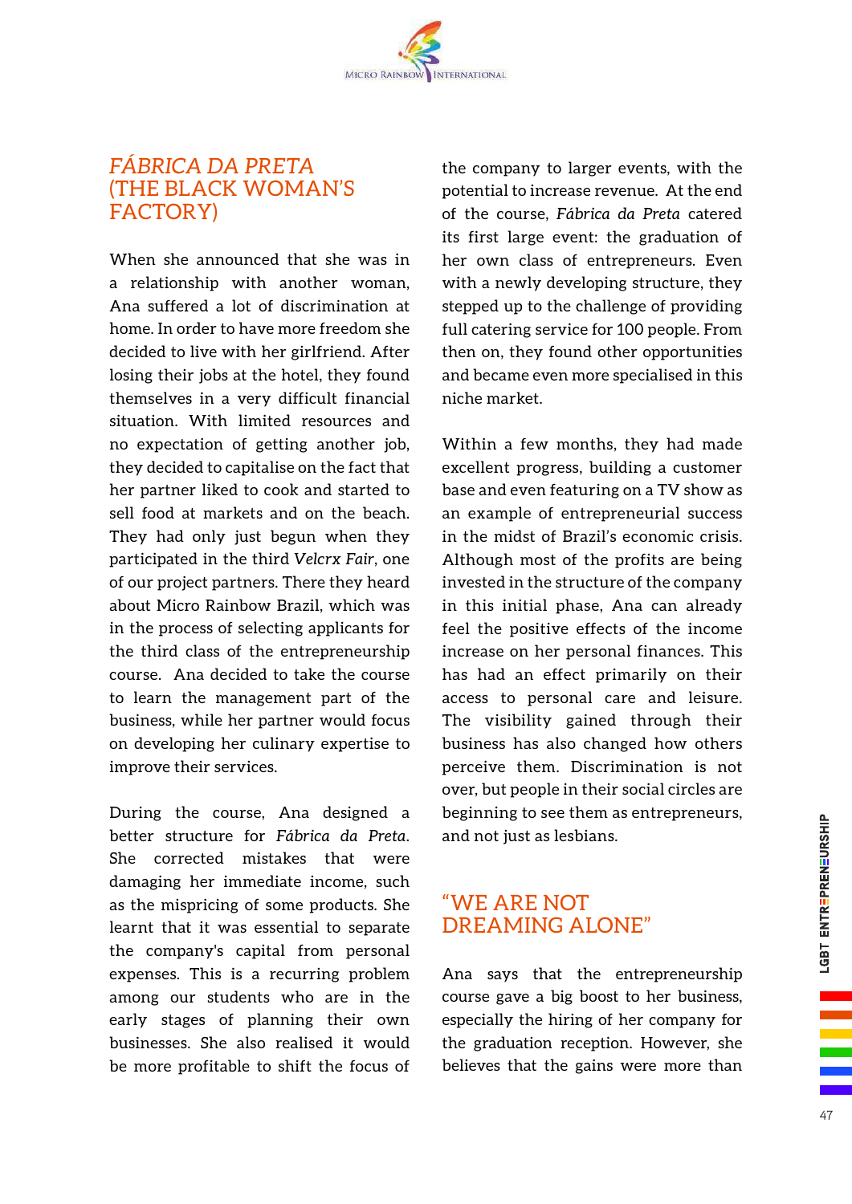## *FÁBRICA DA PRETA* (THE BLACK WOMAN'S FACTORY)

When she announced that she was in a relationship with another woman, Ana suffered a lot of discrimination at home. In order to have more freedom she decided to live with her girlfriend. After losing their jobs at the hotel, they found themselves in a very difficult financial situation. With limited resources and no expectation of getting another job, they decided to capitalise on the fact that her partner liked to cook and started to sell food at markets and on the beach. They had only just begun when they participated in the third *Velcrx Fair*, one of our project partners. There they heard about Micro Rainbow Brazil, which was in the process of selecting applicants for the third class of the entrepreneurship course. Ana decided to take the course to learn the management part of the business, while her partner would focus on developing her culinary expertise to improve their services.

During the course, Ana designed a better structure for *Fábrica da Preta*. She corrected mistakes that were damaging her immediate income, such as the mispricing of some products. She learnt that it was essential to separate the company's capital from personal expenses. This is a recurring problem among our students who are in the early stages of planning their own businesses. She also realised it would be more profitable to shift the focus of the company to larger events, with the potential to increase revenue. At the end of the course, *Fábrica da Preta* catered its first large event: the graduation of her own class of entrepreneurs. Even with a newly developing structure, they stepped up to the challenge of providing full catering service for 100 people. From then on, they found other opportunities and became even more specialised in this niche market.

Within a few months, they had made excellent progress, building a customer base and even featuring on a TV show as an example of entrepreneurial success in the midst of Brazil's economic crisis. Although most of the profits are being invested in the structure of the company in this initial phase, Ana can already feel the positive effects of the income increase on her personal finances. This has had an effect primarily on their access to personal care and leisure. The visibility gained through their business has also changed how others perceive them. Discrimination is not over, but people in their social circles are beginning to see them as entrepreneurs, and not just as lesbians.

## "WE ARE NOT DREAMING ALONE"

Ana says that the entrepreneurship course gave a big boost to her business, especially the hiring of her company for the graduation reception. However, she believes that the gains were more than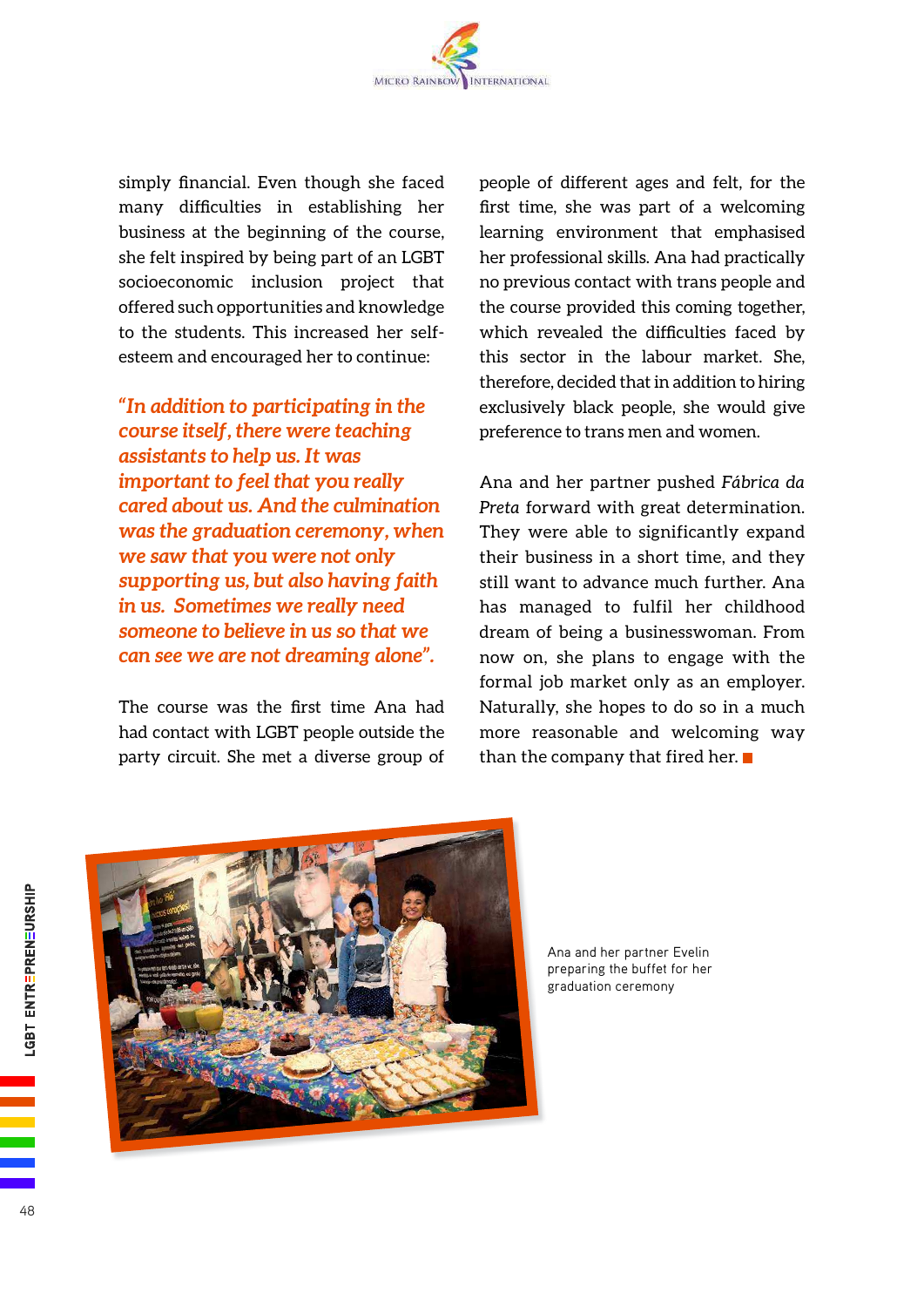simply financial. Even though she faced many difficulties in establishing her business at the beginning of the course, she felt inspired by being part of an LGBT socioeconomic inclusion project that offered such opportunities and knowledge to the students. This increased her self-esteem and encouraged her to continue:

*"In addition to participating in the course itself, there were teaching assistants to help us. It was important to feel that you really cared about us. And the culmination was the graduation ceremony, when we saw that you were not only supporting us, but also having faith in us. Sometimes we really need someone to believe in us so that we can see we are not dreaming alone".*

The course was the first time Ana had had contact with LGBT people outside the party circuit. She met a diverse group of people of different ages and felt, for the first time, she was part of a welcoming learning environment that emphasised her professional skills. Ana had practically no previous contact with trans people and the course provided this coming together, which revealed the difficulties faced by this sector in the labour market. She, therefore, decided that in addition to hiring exclusively black people, she would give preference to trans men and women.

Ana and her partner pushed *Fábrica da Preta* forward with great determination. They were able to significantly expand their business in a short time, and they still want to advance much further. Ana has managed to fulfil her childhood dream of being a businesswoman. From now on, she plans to engage with the formal job market only as an employer. Naturally, she hopes to do so in a much more reasonable and welcoming way than the company that fired her.

Ana and her partner Evelin preparing the buffet for her graduation ceremony